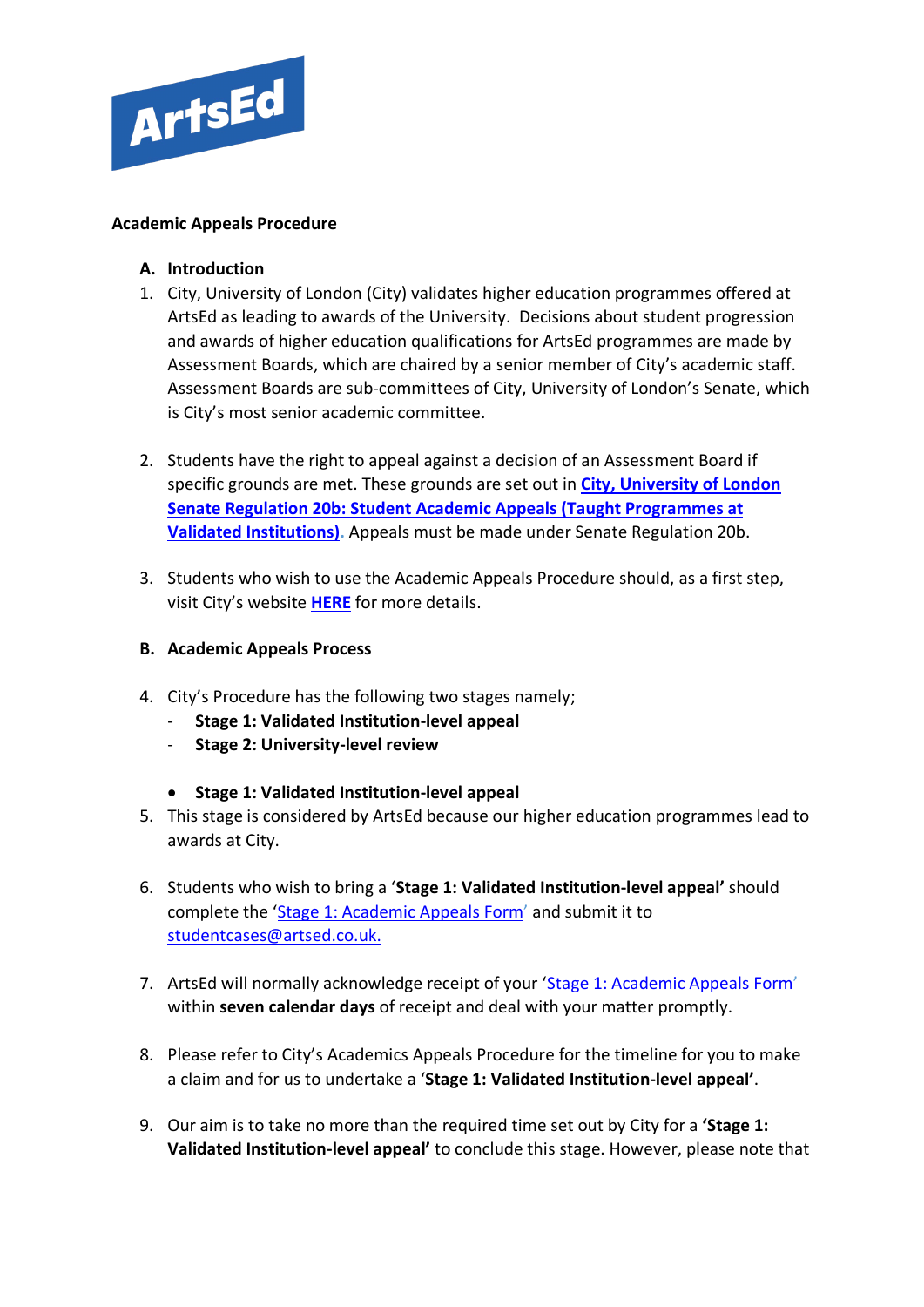ArtsEd

**Academic Appeals Procedure**

**A. Introduction**

1. City, University of London (City) validates higher education programmes offered at ArtsEd as leading to awards of the University. Decisions about student progression and awards of higher education qualifications for ArtsEd programmes are made by Assessment Boards, which are chaired by a senior member of City's academic staff. Assessment Boards are sub-committees of City, University of London's Senate, which is City's most senior academic committee.

2. Students have the right to appeal against a decision of an Assessment Board if specific grounds are met. These grounds are set out in **City, University of London Senate Regulation 20b: Student Academic Appeals (Taught Programmes at Validated Institutions)**. Appeals must be made under Senate Regulation 20b.

3. Students who wish to use the Academic Appeals Procedure should, as a first step, visit City's website **HERE** for more details.

**B. Academic Appeals Process**

4. City's Procedure has the following two stages namely;
   - **Stage 1: Validated Institution-level appeal**
   - **Stage 2: University-level review**

- **Stage 1: Validated Institution-level appeal**

5. This stage is considered by ArtsEd because our higher education programmes lead to awards at City.

6. Students who wish to bring a '**Stage 1: Validated Institution-level appeal'** should complete the 'Stage 1: Academic Appeals Form' and submit it to studentcases@artsed.co.uk.

7. ArtsEd will normally acknowledge receipt of your 'Stage 1: Academic Appeals Form' within **seven calendar days** of receipt and deal with your matter promptly.

8. Please refer to City's Academics Appeals Procedure for the timeline for you to make a claim and for us to undertake a '**Stage 1: Validated Institution-level appeal'**.

9. Our aim is to take no more than the required time set out by City for a **'Stage 1: Validated Institution-level appeal'** to conclude this stage. However, please note that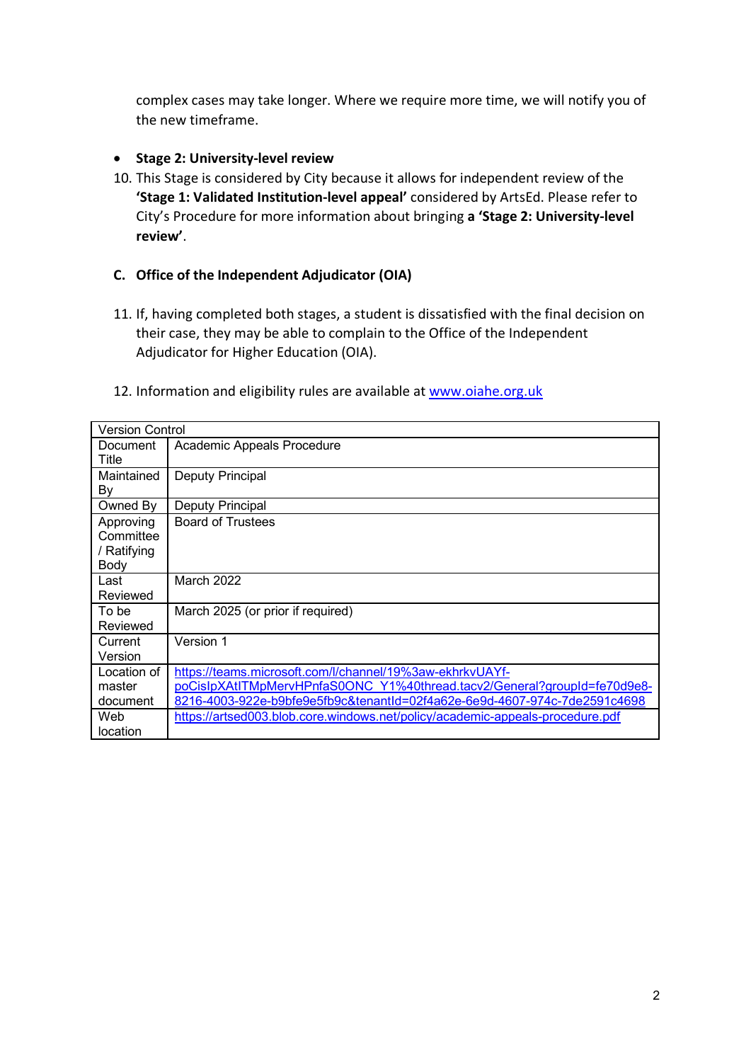complex cases may take longer. Where we require more time, we will notify you of the new timeframe.

- **Stage 2: University-level review**

10. This Stage is considered by City because it allows for independent review of the **'Stage 1: Validated Institution-level appeal'** considered by ArtsEd. Please refer to City's Procedure for more information about bringing **a 'Stage 2: University-level review'**.

## C. Office of the Independent Adjudicator (OIA)

11. If, having completed both stages, a student is dissatisfied with the final decision on their case, they may be able to complain to the Office of the Independent Adjudicator for Higher Education (OIA).

12. Information and eligibility rules are available at [www.oiahe.org.uk](http://www.oiahe.org.uk)

| Version Control | |
|---|---|
| Document Title | Academic Appeals Procedure |
| Maintained By | Deputy Principal |
| Owned By | Deputy Principal |
| Approving Committee / Ratifying Body | Board of Trustees |
| Last Reviewed | March 2022 |
| To be Reviewed | March 2025 (or prior if required) |
| Current Version | Version 1 |
| Location of master document | https://teams.microsoft.com/l/channel/19%3aw-ekhrkvUAYf-poCisIpXAtITMpMervHPnfaS0ONC_Y1%40thread.tacv2/General?groupId=fe70d9e8-8216-4003-922e-b9bfe9e5fb9c&tenantId=02f4a62e-6e9d-4607-974c-7de2591c4698 |
| Web location | https://artsed003.blob.core.windows.net/policy/academic-appeals-procedure.pdf |